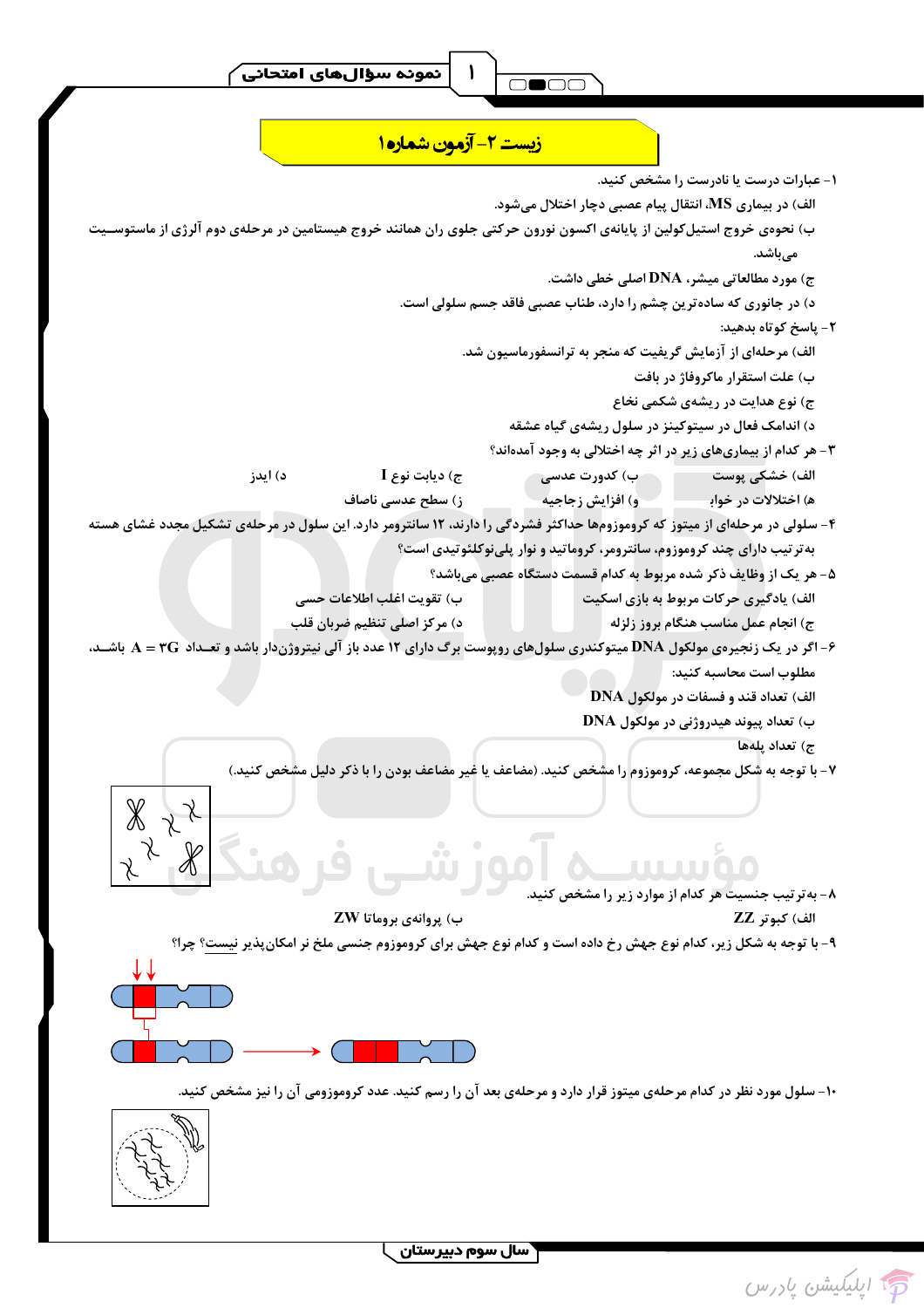# زیست ۲- آزمون شماره ۱

۱- عبارات درست یا نادرست را مشخص کنید.

الف) در بیماری MS، انتقال پیام عصبی دچار اختلال می‌شود.

ب) نحوه‌ی خروج استیل‌کولین از پایانه‌ی اکسون نورون حرکتی جلوی ران همانند خروج هیستامین در مرحله‌ی دوم آلرژی از ماستوسیت می‌باشد.

ج) مورد مطالعاتی میشر، DNA اصلی خطی داشت.

د) در جانوری که ساده‌ترین چشم را دارد، طناب عصبی فاقد جسم سلولی است.

۲- پاسخ کوتاه بدهید:

الف) مرحله‌ای از آزمایش گریفیت که منجر به ترانسفورماسیون شد.

ب) علت استقرار ماکروفاژ در بافت

ج) نوع هدایت در ریشه‌ی شکمی نخاع

د) اندامک فعال در سیتوکینز در سلول ریشه‌ی گیاه عشقه

۳- هر کدام از بیماری‌های زیر در اثر چه اختلالی به وجود آمده‌اند؟

الف) خشکی پوست　　ب) کوررت عدسی　　ج) دیابت نوع I　　د) ایدز

هـ) اختلالات در خواب　　و) افزایش زجاجیه　　ز) سطح عدسی ناصاف

۴- سلولی در مرحله‌ای از میتوز که کروموزوم‌ها حداکثر فشردگی را دارند، ۱۲ سانترومر دارد. این سلول در مرحله‌ی تشکیل مجدد غشای هسته به‌ترتیب دارای چند کروموزوم، سانترومر، کروماتید و نوار پلی‌نوکلئوتیدی است؟

۵- هر یک از وظایف ذکر شده مربوط به کدام قسمت دستگاه عصبی می‌باشد؟

الف) یادگیری حرکات مربوط به بازی اسکیت　　ب) تقویت اغلب اطلاعات حسی

ج) انجام عمل مناسب هنگام بروز زلزله　　د) مرکز اصلی تنظیم ضربان قلب

۶- اگر در یک زنجیره‌ی مولکول DNA میتوکندری سلول‌های روپوست برگ دارای ۱۲ عدد باز آلی نیتروژن‌دار باشد و تعداد $A = 3G$ باشد، مطلوب است محاسبه کنید:

الف) تعداد قند و فسفات در مولکول DNA

ب) تعداد پیوند هیدروژنی در مولکول DNA

ج) تعداد پله‌ها

۷- با توجه به شکل مجموعه، کروموزوم را مشخص کنید. (مضاعف یا غیر مضاعف بودن را با ذکر دلیل مشخص کنید.)

۸- به‌ترتیب جنسیت هر کدام از موارد زیر را مشخص کنید.

الف) کبوتر ZZ　　ب) پروانه‌ی بروماتا ZW

۹- با توجه به شکل زیر، کدام نوع جهش رخ داده است و کدام نوع جهش برای کروموزوم جنسی ملخ نر امکان‌پذیر نیست؟ چرا؟

۱۰- سلول مورد نظر در کدام مرحله‌ی میتوز قرار دارد و مرحله‌ی بعد آن را رسم کنید. عدد کروموزومی آن را نیز مشخص کنید.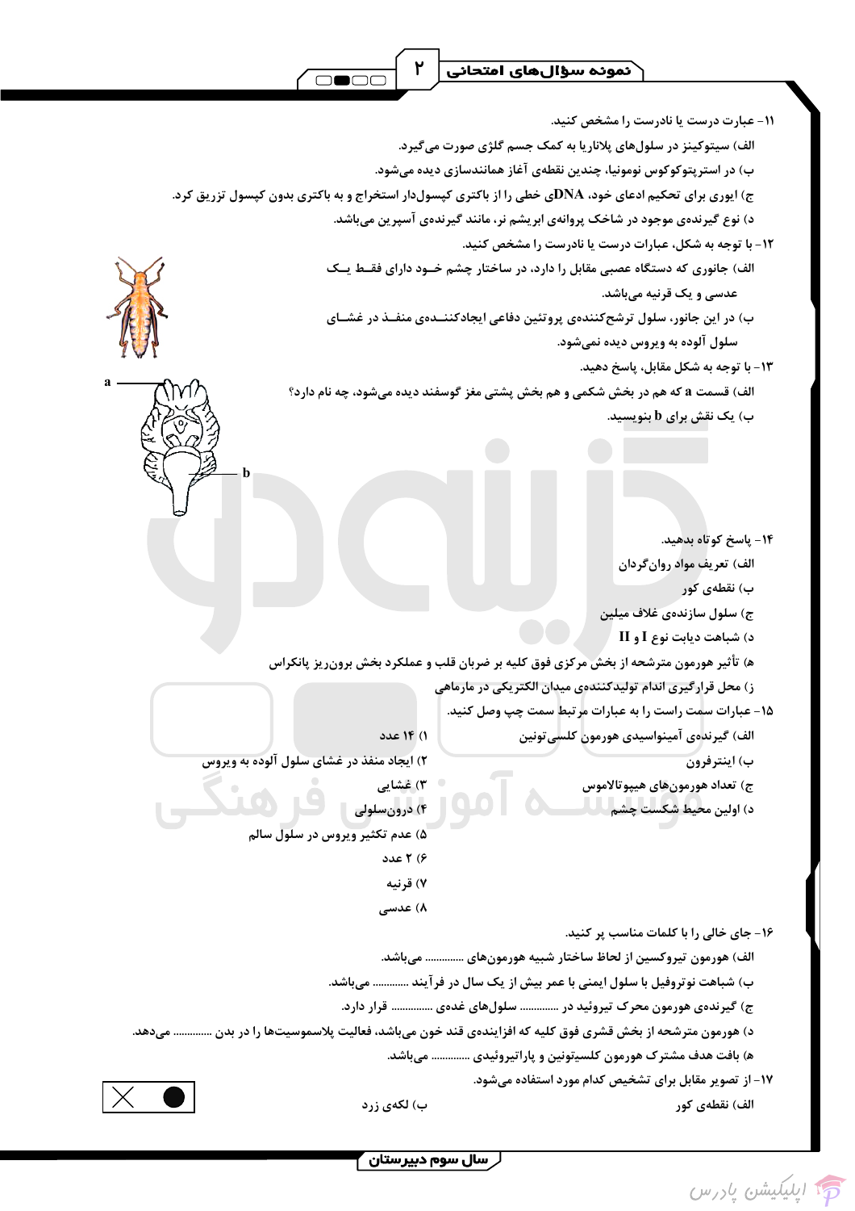۱۱- عبارت درست یا نادرست را مشخص کنید.

الف) سیتوکینز در سلول‌های پلاناریا به کمک جسم گلژی صورت می‌گیرد.

ب) در استرپتوکوکوس نومونیا، چندین نقطه‌ی آغاز همانندسازی دیده می‌شود.

ج) ایوری برای تحکیم ادعای خود، DNAی خطی را از باکتری کپسول‌دار استخراج و به باکتری بدون کپسول تزریق کرد.

د) نوع گیرنده‌ی موجود در شاخک پروانه‌ی ابریشم نر، مانند گیرنده‌ی آسپرین می‌باشد.

۱۲- با توجه به شکل، عبارات درست یا نادرست را مشخص کنید.

الف) جانوری که دستگاه عصبی مقابل را دارد، در ساختار چشم خود دارای فقط یک عدسی و یک قرنیه می‌باشد.

ب) در این جانور، سلول ترشح‌کننده‌ی پروتئین دفاعی ایجادکننده‌ی منفذ در غشای سلول آلوده به ویروس دیده نمی‌شود.

۱۳- با توجه به شکل مقابل، پاسخ دهید.

الف) قسمت a که هم در بخش شکمی و هم بخش پشتی مغز گوسفند دیده می‌شود، چه نام دارد؟

ب) یک نقش برای b بنویسید.

۱۴- پاسخ کوتاه بدهید.

الف) تعریف مواد روان‌گردان

ب) نقطه‌ی کور

ج) سلول سازنده‌ی غلاف میلین

د) شباهت دیابت نوع I و II

هـ) تأثیر هورمون مترشحه از بخش مرکزی فوق کلیه بر ضربان قلب و عملکرد بخش برون‌ریز پانکراس

ز) محل قرارگیری اندام تولیدکننده‌ی میدان الکتریکی در مارماهی

۱۵- عبارات سمت راست را به عبارات مرتبط سمت چپ وصل کنید.

الف) گیرنده‌ی آمینواسیدی هورمون کلسی‌تونین

ب) اینترفرون

ج) تعداد هورمون‌های هیپوتالاموس

د) اولین محیط شکست چشم

۱) ۱۴ عدد

۲) ایجاد منفذ در غشای سلول آلوده به ویروس

۳) غشایی

۴) درون‌سلولی

۵) عدم تکثیر ویروس در سلول سالم

۶) ۲ عدد

۷) قرنیه

۸) عدسی

۱۶- جای خالی را با کلمات مناسب پر کنید.

الف) هورمون تیروکسین از لحاظ ساختار شبیه هورمون‌های ............. می‌باشد.

ب) شباهت نوتروفیل با سلول ایمنی با عمر بیش از یک سال در فرآیند ............ می‌باشد.

ج) گیرنده‌ی هورمون محرک تیروئید در ............. سلول‌های غده‌ی ............. قرار دارد.

د) هورمون مترشحه از بخش قشری فوق کلیه که افزاینده‌ی قند خون می‌باشد، فعالیت پلاسموسیت‌ها را در بدن ............. می‌دهد.

هـ) بافت هدف مشترک هورمون کلسیتونین و پاراتیروئیدی ............. می‌باشد.

۱۷- از تصویر مقابل برای تشخیص کدام مورد استفاده می‌شود.

الف) نقطه‌ی کور

ب) لکه‌ی زرد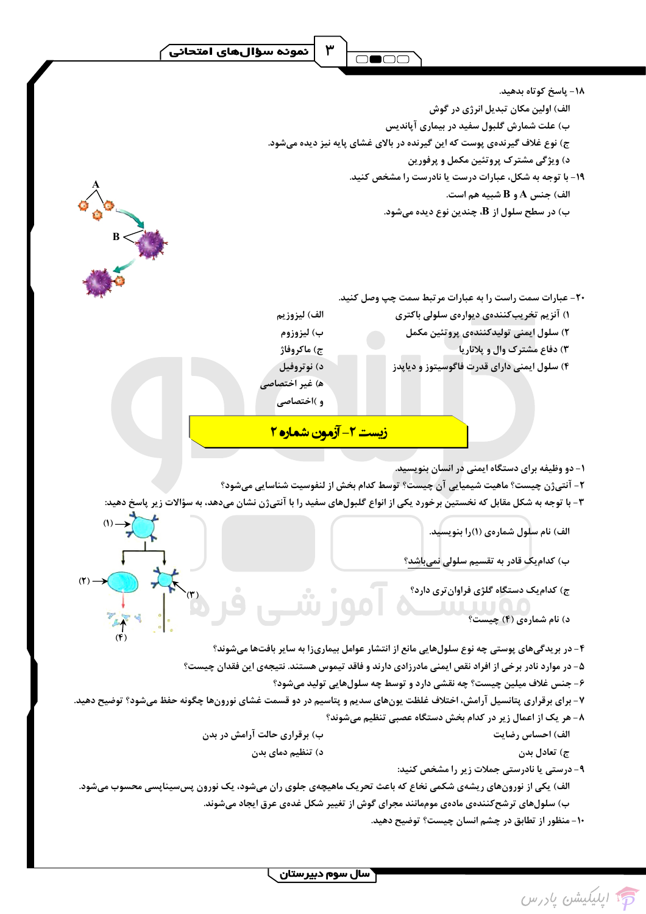۱۸- پاسخ کوتاه بدهید.

الف) اولین مکان تبدیل انرژی در گوش

ب) علت شمارش گلبول سفید در بیماری آپاندیس

ج) نوع غلاف گیرنده‌ی پوست که این گیرنده در بالای غشای پایه نیز دیده می‌شود.

د) ویژگی مشترک پروتئین مکمل و پرفورین

۱۹- با توجه به شکل، عبارات درست یا نادرست را مشخص کنید.

الف) جنس A و B شبیه هم است.

ب) در سطح سلول از B، چندین نوع دیده می‌شود.

۲۰- عبارات سمت راست را به عبارات مرتبط سمت چپ وصل کنید.

۱) آنزیم تخریب‌کننده‌ی دیواره‌ی سلولی باکتری — الف) لیزوزیم

۲) سلول ایمنی تولیدکننده‌ی پروتئین مکمل — ب) لیزوزوم

۳) دفاع مشترک وال و پلاناریا — ج) ماکروفاژ

۴) سلول ایمنی دارای قدرت فاگوسیتوز و دیاپدز — د) نوتروفیل

ه) غیر اختصاصی

و) اختصاصی

## زیست ۲- آزمون شماره ۲

۱- دو وظیفه برای دستگاه ایمنی در انسان بنویسید.

۲- آنتی‌ژن چیست؟ ماهیت شیمیایی آن چیست؟ توسط کدام بخش از لنفوسیت شناسایی می‌شود؟

۳- با توجه به شکل مقابل که نخستین برخورد یکی از انواع گلبول‌های سفید را با آنتی‌ژن نشان می‌دهد، به سؤالات زیر پاسخ دهید:

الف) نام سلول شماره‌ی (۱) را بنویسید.

ب) کدام‌یک قادر به تقسیم سلولی نمی‌باشد؟

ج) کدام‌یک دستگاه گلژی فراوان‌تری دارد؟

د) نام شماره‌ی (۴) چیست؟

۴- در بریدگی‌های پوستی چه نوع سلول‌هایی مانع از انتشار عوامل بیماری‌زا به سایر بافت‌ها می‌شوند؟

۵- در موارد نادر برخی از افراد نقص ایمنی مادرزادی دارند و فاقد تیموس هستند. نتیجه‌ی این فقدان چیست؟

۶- جنس غلاف میلین چیست؟ چه نقشی دارد و توسط چه سلول‌هایی تولید می‌شود؟

۷- برای برقراری پتانسیل آرامش، اختلاف غلظت یون‌های سدیم و پتاسیم در دو قسمت غشای نورون‌ها چگونه حفظ می‌شود؟ توضیح دهید.

۸- هر یک از اعمال زیر در کدام بخش دستگاه عصبی تنظیم می‌شوند؟

الف) احساس رضایت — ب) برقراری حالت آرامش در بدن

ج) تعادل بدن — د) تنظیم دمای بدن

۹- درستی یا نادرستی جملات زیر را مشخص کنید:

الف) یکی از نورون‌های ریشه‌ی شکمی نخاع که باعث تحریک ماهیچه‌ی جلوی ران می‌شود، یک نورون پس‌سیناپسی محسوب می‌شود.

ب) سلول‌های ترشح‌کننده‌ی ماده‌ی موم‌مانند مجرای گوش از تغییر شکل غده‌ی عرق ایجاد می‌شوند.

۱۰- منظور از تطابق در چشم انسان چیست؟ توضیح دهید.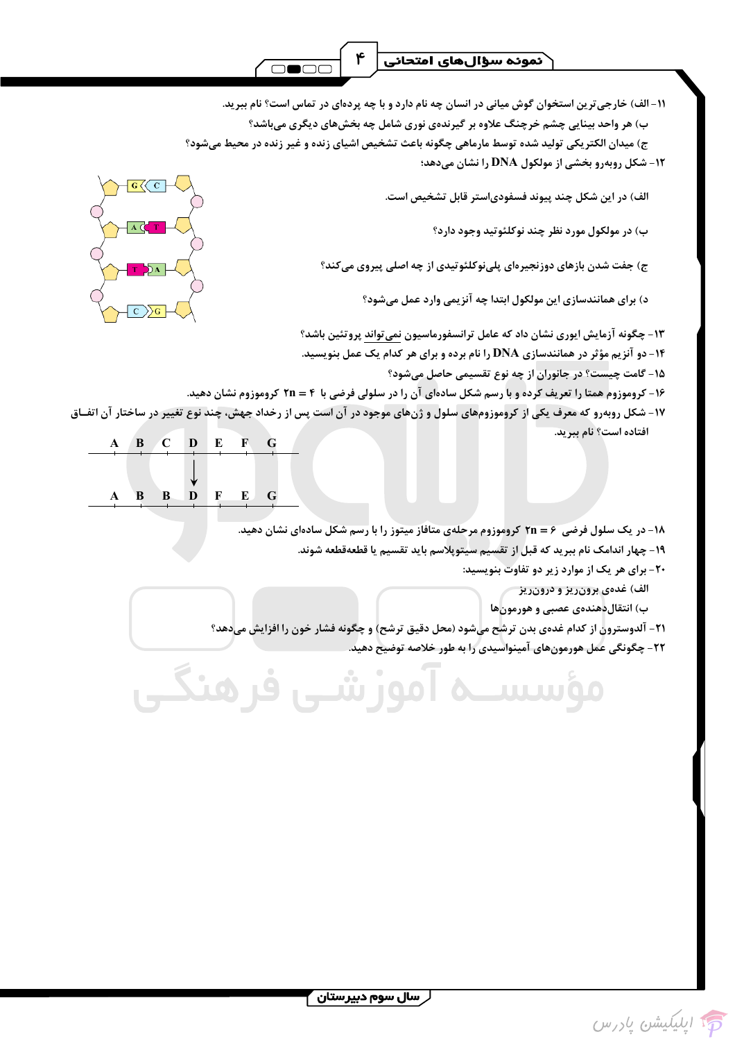۱۱- الف) خارجی‌ترین استخوان گوش میانی در انسان چه نام دارد و با چه پرده‌ای در تماس است؟ نام ببرید.

ب) هر واحد بینایی چشم خرچنگ علاوه بر گیرنده‌ی نوری شامل چه بخش‌های دیگری می‌باشد؟

ج) میدان الکتریکی تولید شده توسط مارماهی چگونه باعث تشخیص اشیای زنده و غیر زنده در محیط می‌شود؟

۱۲- شکل روبه‌رو بخشی از مولکول DNA را نشان می‌دهد؛

الف) در این شکل چند پیوند فسفودی‌استر قابل تشخیص است.

ب) در مولکول مورد نظر چند نوکلئوتید وجود دارد؟

ج) جفت شدن بازهای دوزنجیره‌ای پلی‌نوکلئوتیدی از چه اصلی پیروی می‌کند؟

د) برای همانندسازی این مولکول ابتدا چه آنزیمی وارد عمل می‌شود؟

۱۳- چگونه آزمایش ایوری نشان داد که عامل ترانسفورماسیون نمی‌تواند پروتئین باشد؟

۱۴- دو آنزیم مؤثر در همانندسازی DNA را نام برده و برای هر کدام یک عمل بنویسید.

۱۵- گامت چیست؟ در جانوران از چه نوع تقسیمی حاصل می‌شود؟

۱۶- کروموزوم همتا را تعریف کرده و با رسم شکل ساده‌ای آن را در سلولی فرضی با $2n = 4$ کروموزوم نشان دهید.

۱۷- شکل روبه‌رو که معرف یکی از کروموزوم‌های سلول و ژن‌های موجود در آن است پس از رخداد جهش، چند نوع تغییر در ساختار آن اتفاق افتاده است؟ نام ببرید.

A B C D E F G

↓

A B B D F E G

۱۸- در یک سلول فرضی $2n = 6$ کروموزوم مرحله‌ی متافاز میتوز را با رسم شکل ساده‌ای نشان دهید.

۱۹- چهار اندامک نام ببرید که قبل از تقسیم سیتوپلاسم باید تقسیم یا قطعه‌قطعه شوند.

۲۰- برای هر یک از موارد زیر دو تفاوت بنویسید:

الف) غده‌ی برون‌ریز و درون‌ریز

ب) انتقال‌دهنده‌ی عصبی و هورمون‌ها

۲۱- آلدوسترون از کدام غده‌ی بدن ترشح می‌شود (محل دقیق ترشح) و چگونه فشار خون را افزایش می‌دهد؟

۲۲- چگونگی عمل هورمون‌های آمینواسیدی را به طور خلاصه توضیح دهید.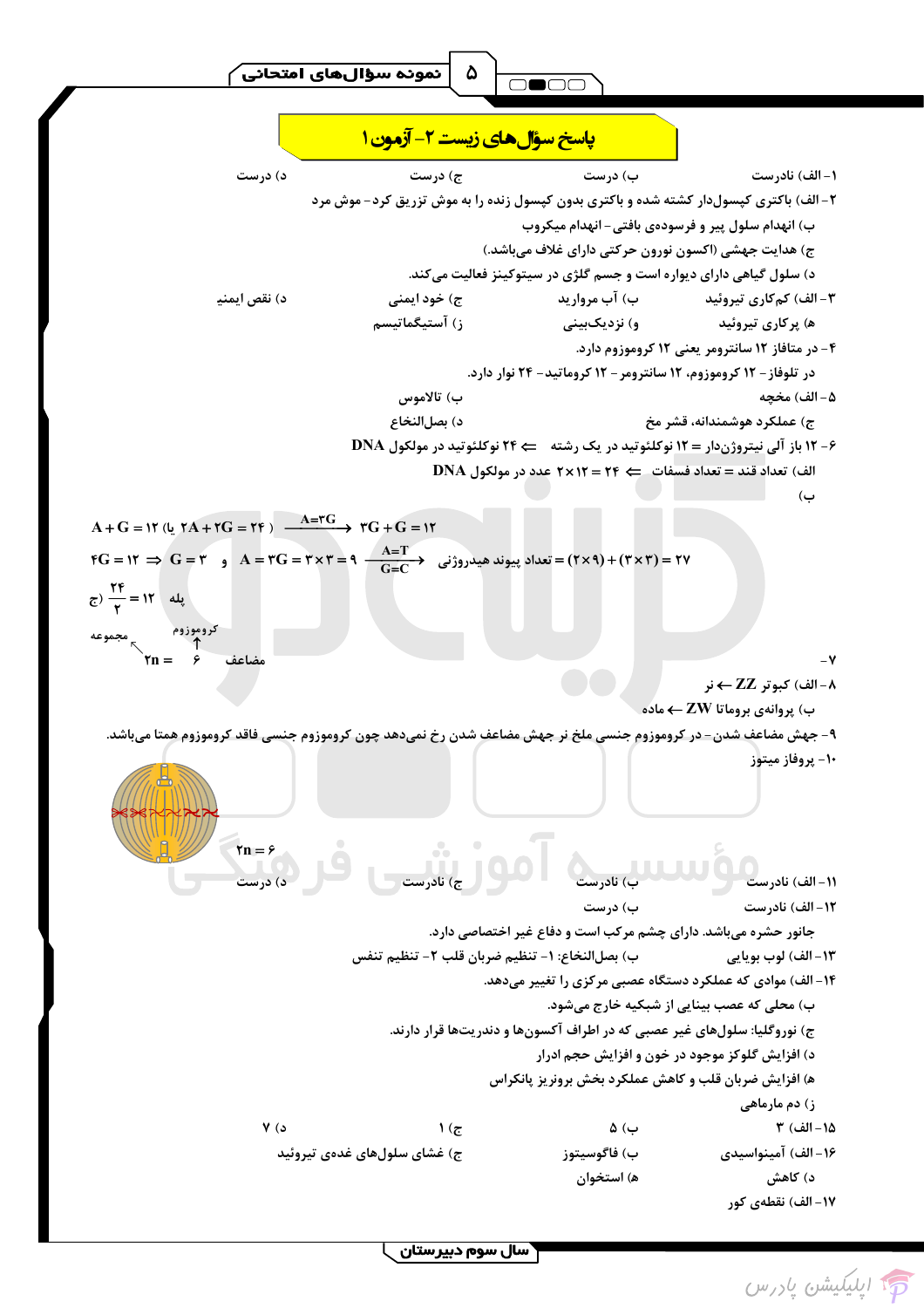# پاسخ سؤال‌های زیست ۲- آزمون ۱

۱- الف) نادرست　　ب) درست　　ج) درست　　د) درست

۲- الف) باکتری کپسول‌دار کشته شده و باکتری بدون کپسول زنده را به موش تزریق کرد- موش مرد

ب) انهدام سلول پیر و فرسوده‌ی بافتی- انهدام میکروب

ج) هدایت جهشی (اکسون نورون حرکتی دارای غلاف می‌باشد.)

د) سلول گیاهی دارای دیواره است و جسم گلژی در سیتوکینز فعالیت می‌کند.

۳- الف) کم‌کاری تیروئید　　ب) آب مروارید　　ج) خود ایمنی　　د) نقص ایمنی

ه) پرکاری تیروئید　　و) نزدیک‌بینی　　ز) آستیگماتیسم

۴- در متافاز ۱۲ سانترومر یعنی ۱۲ کروموزوم دارد.

در تلوفاز- ۱۲ کروموزوم، ۱۲ سانترومر- ۱۲ کروماتید- ۲۴ نوار دارد.

۵- الف) مخچه　　ب) تالاموس

ج) عملکرد هوشمندانه، قشر مخ　　د) بصل‌النخاع

۶- ۱۲ باز آلی نیتروژن‌دار = ۱۲ نوکلئوتید در یک رشته ⇐ ۲۴ نوکلئوتید در مولکول DNA

الف) تعداد قند = تعداد فسفات ⇐ $۲۴ = ۱۲ × ۲$ عدد در مولکول DNA

ب)

$A + G = ۱۲$ (یا $۲A + ۲G = ۲۴$) $\xrightarrow{A=۳G}$ $۳G + G = ۱۲$

$۴G = ۱۲ \Rightarrow G = ۳$ و $A = ۳G = ۳ × ۳ = ۹$ $\xrightarrow[G=C]{A=T}$ تعداد پیوند هیدروژنی $= (۲ × ۹) + (۳ × ۳) = ۲۷$

ج) $\frac{۲۴}{۲} = ۱۲$ پله

۷- $۲n = ۶$ (کروموزوم ← ۶، مجموعه ← ۲n) مضاعف

۸- الف) کبوتر ZZ ← نر

ب) پروانه‌ی بروماتا ZW ← ماده

۹- جهش مضاعف شدن- در کروموزوم جنسی ملخ نر جهش مضاعف شدن رخ نمی‌دهد چون کروموزوم جنسی فاقد کروموزوم همتا می‌باشد.

۱۰- پروفاز میتوز

$۲n = ۶$

۱۱- الف) نادرست　　ب) نادرست　　ج) نادرست　　د) درست

۱۲- الف) نادرست　　ب) درست

جانور حشره می‌باشد. دارای چشم مرکب است و دفاع غیر اختصاصی دارد.

۱۳- الف) لوب بویایی　　ب) بصل‌النخاع: ۱- تنظیم ضربان قلب ۲- تنظیم تنفس

۱۴- الف) موادی که عملکرد دستگاه عصبی مرکزی را تغییر می‌دهند.

ب) محلی که عصب بینایی از شبکیه خارج می‌شود.

ج) نوروگلیا: سلول‌های غیر عصبی که در اطراف آکسون‌ها و دندریت‌ها قرار دارند.

د) افزایش گلوکز موجود در خون و افزایش حجم ادرار

ه) افزایش ضربان قلب و کاهش عملکرد بخش برونریز پانکراس

ز) دم مارماهی

۱۵- الف) ۳　　ب) ۵　　ج) ۱　　د) ۷

۱۶- الف) آمینواسیدی　　ب) فاگوسیتوز　　ج) غشای سلول‌های غده‌ی تیروئید

د) کاهش　　ه) استخوان

۱۷- الف) نقطه‌ی کور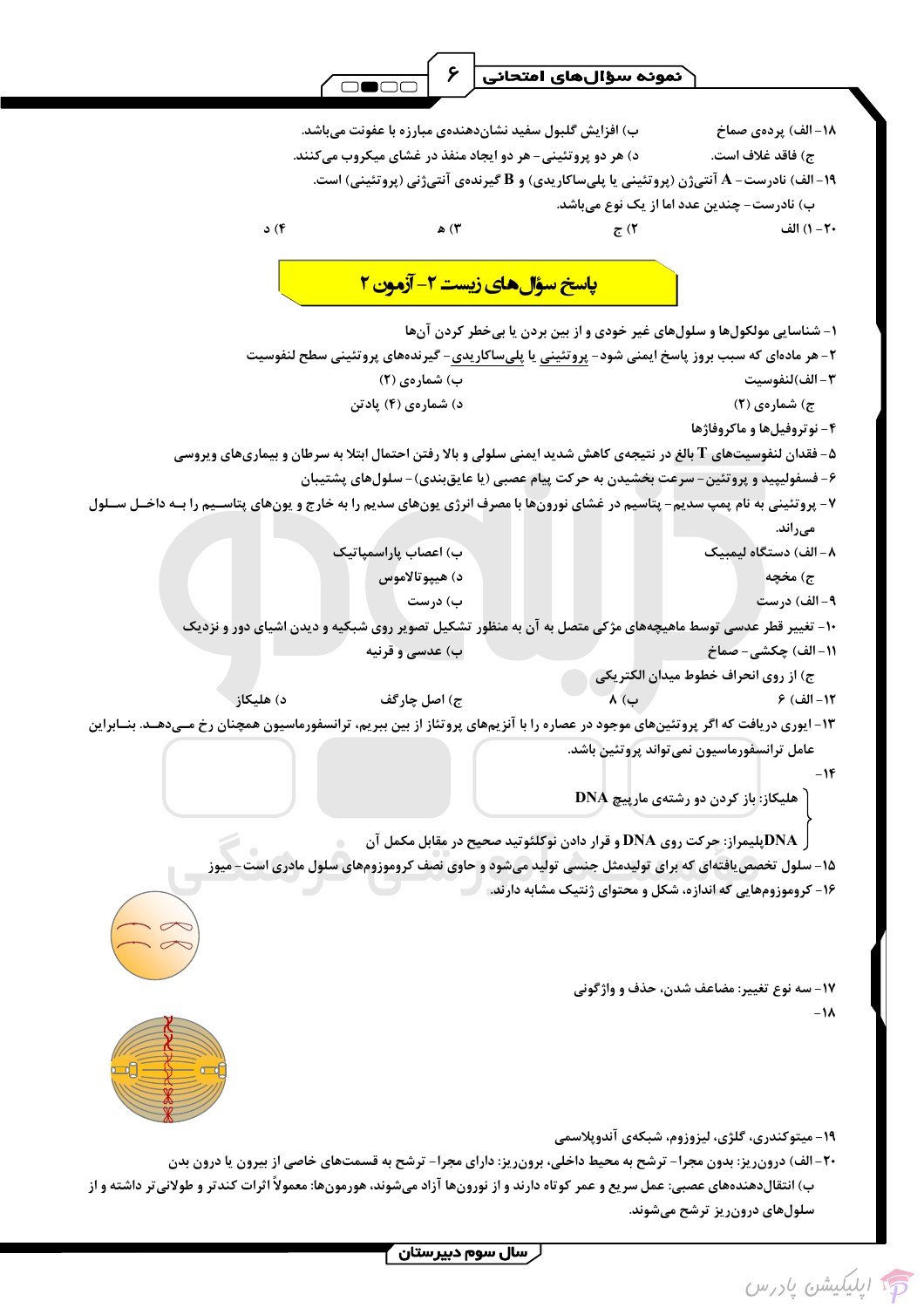۱۸- الف) پردهی صماخ ب) افزایش گلبول سفید نشان‌دهنده‌ی مبارزه با عفونت می‌باشد.

ج) فاقد غلاف است. د) هر دو پروتئینی – هر دو ایجاد منفذ در غشای میکروب می‌کنند.

۱۹- الف) نادرست – A آنتی‌ژن (پروتئینی یا پلی‌ساکاریدی) و B گیرنده‌ی آنتی‌ژنی (پروتئینی) است.

ب) نادرست – چندین عدد اما از یک نوع می‌باشد.

۲۰- ۱) الف ۲) ج ۳) ه ۴) د

## پاسخ سؤال‌های زیست ۲- آزمون ۲

۱- شناسایی مولکول‌ها و سلول‌های غیر خودی و از بین بردن یا بی‌خطر کردن آن‌ها

۲- هر ماده‌ای که سبب بروز پاسخ ایمنی شود – پروتئینی یا پلی‌ساکاریدی – گیرنده‌های پروتئینی سطح لنفوسیت

۳- الف) لنفوسیت ب) شماره‌ی (۲)

ج) شماره‌ی (۲) د) شماره‌ی (۴) پادتن

۴- نوتروفیل‌ها و ماکروفاژها

۵- فقدان لنفوسیت‌های T بالغ در نتیجه‌ی کاهش شدید ایمنی سلولی و بالا رفتن احتمال ابتلا به سرطان و بیماری‌های ویروسی

۶- فسفولیپید و پروتئین – سرعت بخشیدن به حرکت پیام عصبی (یا عایق‌بندی) – سلول‌های پشتیبان

۷- پروتئینی به نام پمپ سدیم – پتاسیم در غشای نورون‌ها با مصرف انرژی یون‌های سدیم را به خارج و یون‌های پتاسیم را به داخل سلول می‌راند.

۸- الف) دستگاه لیمبیک ب) اعصاب پاراسمپاتیک

ج) مخچه د) هیپوتالاموس

۹- الف) درست ب) درست

۱۰- تغییر قطر عدسی توسط ماهیچه‌های مژکی متصل به آن به منظور تشکیل تصویر روی شبکیه و دیدن اشیای دور و نزدیک

۱۱- الف) چکشی – صماخ ب) عدسی و قرنیه

ج) از روی انحراف خطوط میدان الکتریکی

۱۲- الف) ۶ ب) ۸ ج) اصل چارگف د) هلیکاز

۱۳- ایوری دریافت که اگر پروتئین‌های موجود در عصاره را با آنزیم‌های پروتاز از بین ببریم، ترانسفورماسیون همچنان رخ می‌دهد. بنابراین عامل ترانسفورماسیون نمی‌تواند پروتئین باشد.

۱۴-
- هلیکاز: باز کردن دو رشته‌ی مارپیچ DNA
- DNA پلیمراز: حرکت روی DNA و قرار دادن نوکلئوتید صحیح در مقابل مکمل آن

۱۵- سلول تخصص‌یافته‌ای که برای تولیدمثل جنسی تولید می‌شود و حاوی نصف کروموزوم‌های سلول مادری است – میوز

۱۶- کروموزوم‌هایی که اندازه، شکل و محتوای ژنتیک مشابه دارند.

۱۷- سه نوع تغییر: مضاعف شدن، حذف و واژگونی

۱۸-

۱۹- میتوکندری، گلژی، لیزوزوم، شبکه‌ی آندوپلاسمی

۲۰- الف) درون‌ریز: بدون مجرا – ترشح به محیط داخلی، برون‌ریز: دارای مجرا – ترشح به قسمت‌های خاصی از بیرون یا درون بدن

ب) انتقال‌دهنده‌های عصبی: عمل سریع و عمر کوتاه دارند و از نورون‌ها آزاد می‌شوند، هورمون‌ها: معمولاً اثرات کندتر و طولانی‌تر داشته و از سلول‌های درون‌ریز ترشح می‌شوند.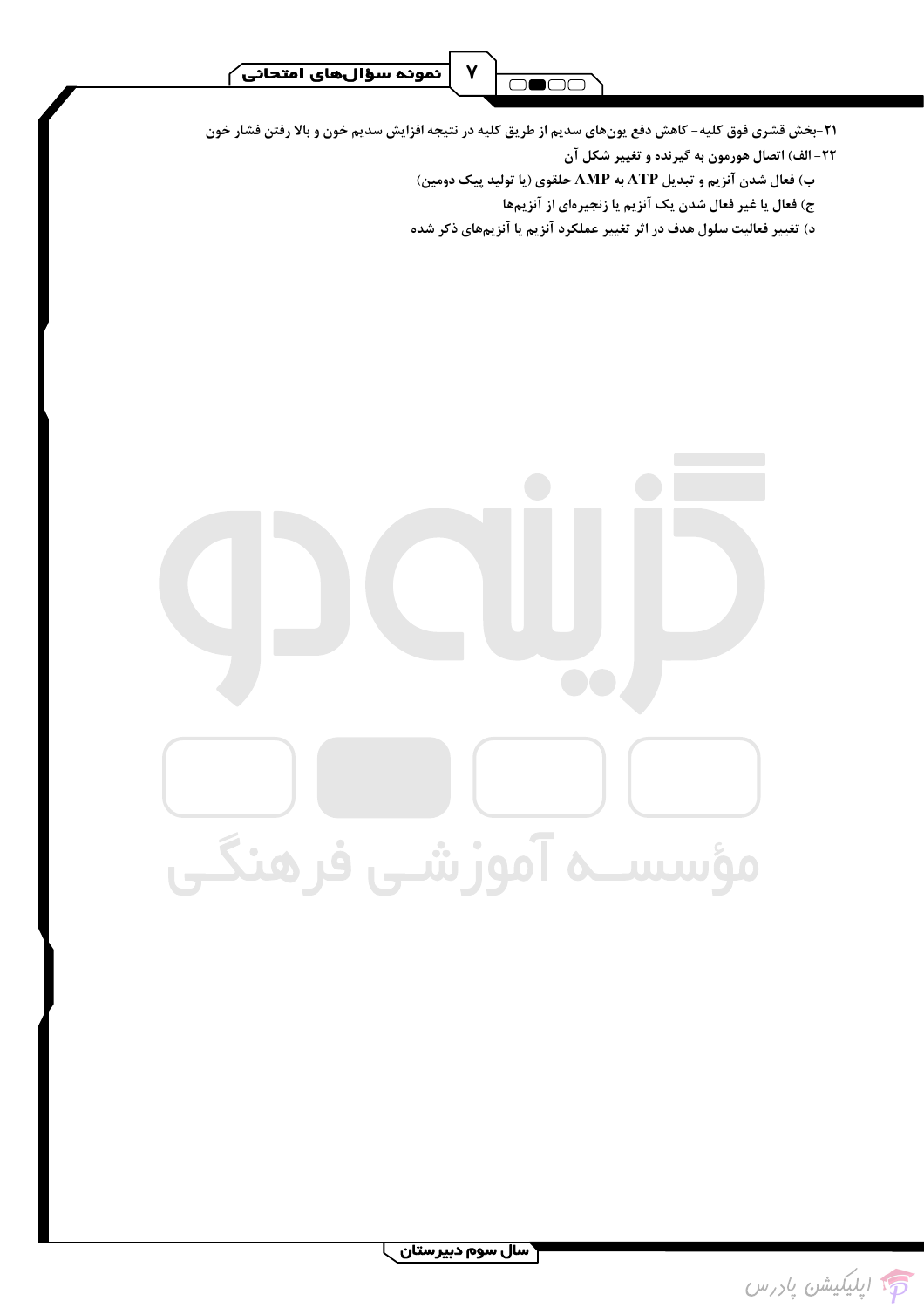۲۱-بخش قشری فوق کلیه- کاهش دفع یون‌های سدیم از طریق کلیه در نتیجه افزایش سدیم خون و بالا رفتن فشار خون

۲۲- الف) اتصال هورمون به گیرنده و تغییر شکل آن

ب) فعال شدن آنزیم و تبدیل ATP به AMP حلقوی (یا تولید پیک دومین)

ج) فعال یا غیر فعال شدن یک آنزیم یا زنجیره‌ای از آنزیم‌ها

د) تغییر فعالیت سلول هدف در اثر تغییر عملکرد آنزیم یا آنزیم‌های ذکر شده